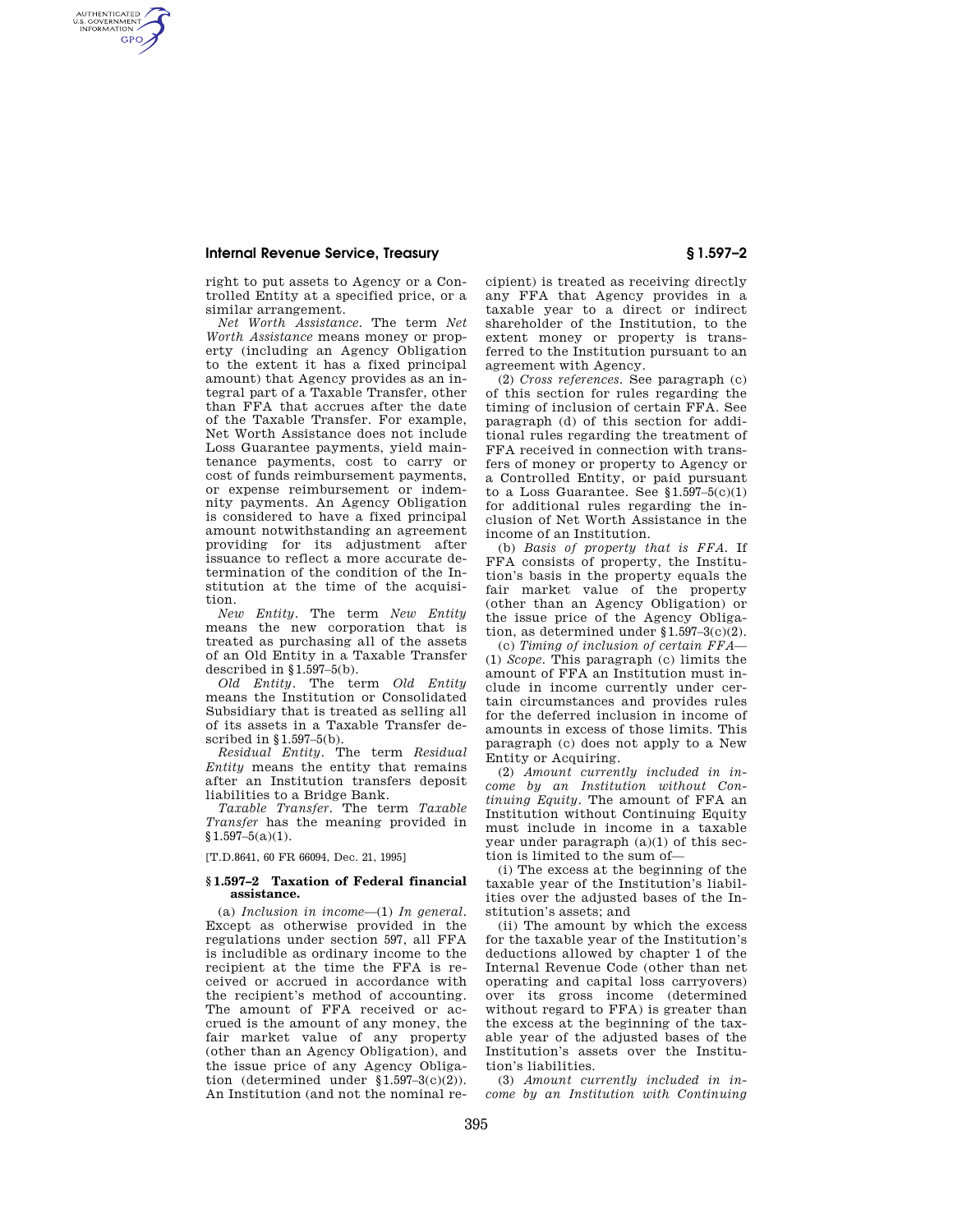right to put assets to Agency or a Controlled Entity at a specified price, or a similar arrangement.

*Net Worth Assistance.* The term *Net Worth Assistance* means money or property (including an Agency Obligation to the extent it has a fixed principal amount) that Agency provides as an integral part of a Taxable Transfer, other than FFA that accrues after the date of the Taxable Transfer. For example, Net Worth Assistance does not include Loss Guarantee payments, yield maintenance payments, cost to carry or cost of funds reimbursement payments, or expense reimbursement or indemnity payments. An Agency Obligation is considered to have a fixed principal amount notwithstanding an agreement providing for its adjustment after issuance to reflect a more accurate determination of the condition of the Institution at the time of the acquisition.

*New Entity.* The term *New Entity* means the new corporation that is treated as purchasing all of the assets of an Old Entity in a Taxable Transfer described in §1.597–5(b).

*Old Entity.* The term *Old Entity* means the Institution or Consolidated Subsidiary that is treated as selling all of its assets in a Taxable Transfer described in §1.597–5(b).

*Residual Entity.* The term *Residual Entity* means the entity that remains after an Institution transfers deposit liabilities to a Bridge Bank.

*Taxable Transfer.* The term *Taxable Transfer* has the meaning provided in §1.597–5(a)(1).

[T.D.8641, 60 FR 66094, Dec. 21, 1995]

## §1.597–2 Taxation of Federal financial assistance.

(a) *Inclusion in income*—(1) *In general.* Except as otherwise provided in the regulations under section 597, all FFA is includible as ordinary income to the recipient at the time the FFA is received or accrued in accordance with the recipient's method of accounting. The amount of FFA received or accrued is the amount of any money, the fair market value of any property (other than an Agency Obligation), and the issue price of any Agency Obligation (determined under §1.597–3(c)(2)). An Institution (and not the nominal recipient) is treated as receiving directly any FFA that Agency provides in a taxable year to a direct or indirect shareholder of the Institution, to the extent money or property is transferred to the Institution pursuant to an agreement with Agency.

(2) *Cross references.* See paragraph (c) of this section for rules regarding the timing of inclusion of certain FFA. See paragraph (d) of this section for additional rules regarding the treatment of FFA received in connection with transfers of money or property to Agency or a Controlled Entity, or paid pursuant to a Loss Guarantee. See §1.597–5(c)(1) for additional rules regarding the inclusion of Net Worth Assistance in the income of an Institution.

(b) *Basis of property that is FFA.* If FFA consists of property, the Institution's basis in the property equals the fair market value of the property (other than an Agency Obligation) or the issue price of the Agency Obligation, as determined under §1.597–3(c)(2).

(c) *Timing of inclusion of certain FFA*—(1) *Scope.* This paragraph (c) limits the amount of FFA an Institution must include in income currently under certain circumstances and provides rules for the deferred inclusion in income of amounts in excess of those limits. This paragraph (c) does not apply to a New Entity or Acquiring.

(2) *Amount currently included in income by an Institution without Continuing Equity.* The amount of FFA an Institution without Continuing Equity must include in income in a taxable year under paragraph (a)(1) of this section is limited to the sum of—

(i) The excess at the beginning of the taxable year of the Institution's liabilities over the adjusted bases of the Institution's assets; and

(ii) The amount by which the excess for the taxable year of the Institution's deductions allowed by chapter 1 of the Internal Revenue Code (other than net operating and capital loss carryovers) over its gross income (determined without regard to FFA) is greater than the excess at the beginning of the taxable year of the adjusted bases of the Institution's assets over the Institution's liabilities.

(3) *Amount currently included in income by an Institution with Continuing*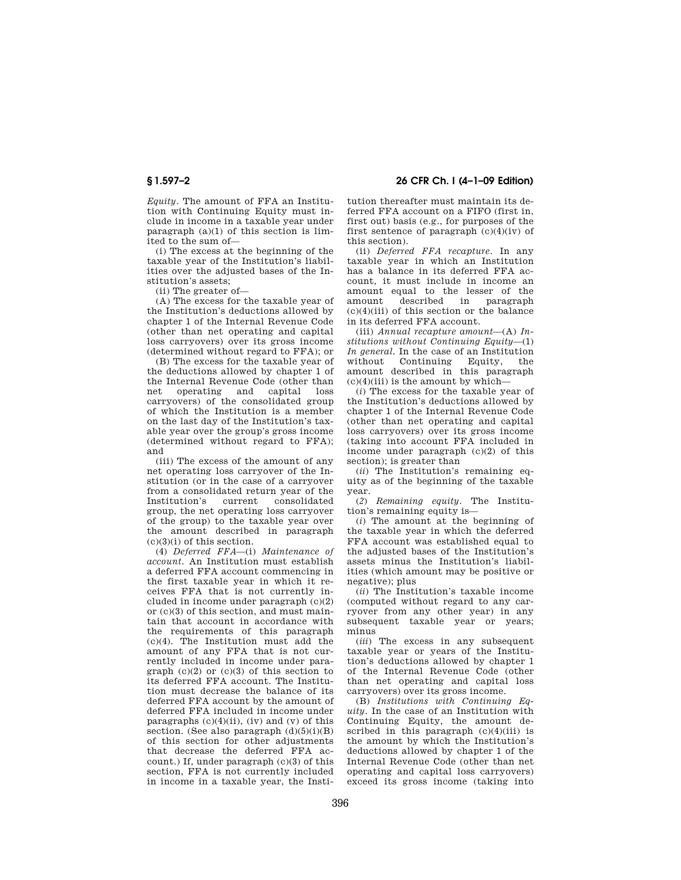*Equity*. The amount of FFA an Institution with Continuing Equity must include in income in a taxable year under paragraph (a)(1) of this section is limited to the sum of—

(i) The excess at the beginning of the taxable year of the Institution's liabilities over the adjusted bases of the Institution's assets;

(ii) The greater of—

(A) The excess for the taxable year of the Institution's deductions allowed by chapter 1 of the Internal Revenue Code (other than net operating and capital loss carryovers) over its gross income (determined without regard to FFA); or

(B) The excess for the taxable year of the deductions allowed by chapter 1 of the Internal Revenue Code (other than net operating and capital loss carryovers) of the consolidated group of which the Institution is a member on the last day of the Institution's taxable year over the group's gross income (determined without regard to FFA); and

(iii) The excess of the amount of any net operating loss carryover of the Institution (or in the case of a carryover from a consolidated return year of the Institution's current consolidated group, the net operating loss carryover of the group) to the taxable year over the amount described in paragraph (c)(3)(i) of this section.

(4) *Deferred FFA*—(i) *Maintenance of account*. An Institution must establish a deferred FFA account commencing in the first taxable year in which it receives FFA that is not currently included in income under paragraph (c)(2) or (c)(3) of this section, and must maintain that account in accordance with the requirements of this paragraph (c)(4). The Institution must add the amount of any FFA that is not currently included in income under paragraph (c)(2) or (c)(3) of this section to its deferred FFA account. The Institution must decrease the balance of its deferred FFA account by the amount of deferred FFA included in income under paragraphs (c)(4)(ii), (iv) and (v) of this section. (See also paragraph (d)(5)(i)(B) of this section for other adjustments that decrease the deferred FFA account.) If, under paragraph (c)(3) of this section, FFA is not currently included in income in a taxable year, the Institution thereafter must maintain its deferred FFA account on a FIFO (first in, first out) basis (e.g., for purposes of the first sentence of paragraph (c)(4)(iv) of this section).

(ii) *Deferred FFA recapture*. In any taxable year in which an Institution has a balance in its deferred FFA account, it must include in income an amount equal to the lesser of the amount described in paragraph (c)(4)(iii) of this section or the balance in its deferred FFA account.

(iii) *Annual recapture amount*—(A) *Institutions without Continuing Equity*—(*1*) *In general*. In the case of an Institution without Continuing Equity, the amount described in this paragraph (c)(4)(iii) is the amount by which—

(*i*) The excess for the taxable year of the Institution's deductions allowed by chapter 1 of the Internal Revenue Code (other than net operating and capital loss carryovers) over its gross income (taking into account FFA included in income under paragraph (c)(2) of this section); is greater than

(*ii*) The Institution's remaining equity as of the beginning of the taxable year.

(*2*) *Remaining equity*. The Institution's remaining equity is—

(*i*) The amount at the beginning of the taxable year in which the deferred FFA account was established equal to the adjusted bases of the Institution's assets minus the Institution's liabilities (which amount may be positive or negative); plus

(*ii*) The Institution's taxable income (computed without regard to any carryover from any other year) in any subsequent taxable year or years; minus

(*iii*) The excess in any subsequent taxable year or years of the Institution's deductions allowed by chapter 1 of the Internal Revenue Code (other than net operating and capital loss carryovers) over its gross income.

(B) *Institutions with Continuing Equity*. In the case of an Institution with Continuing Equity, the amount described in this paragraph (c)(4)(iii) is the amount by which the Institution's deductions allowed by chapter 1 of the Internal Revenue Code (other than net operating and capital loss carryovers) exceed its gross income (taking into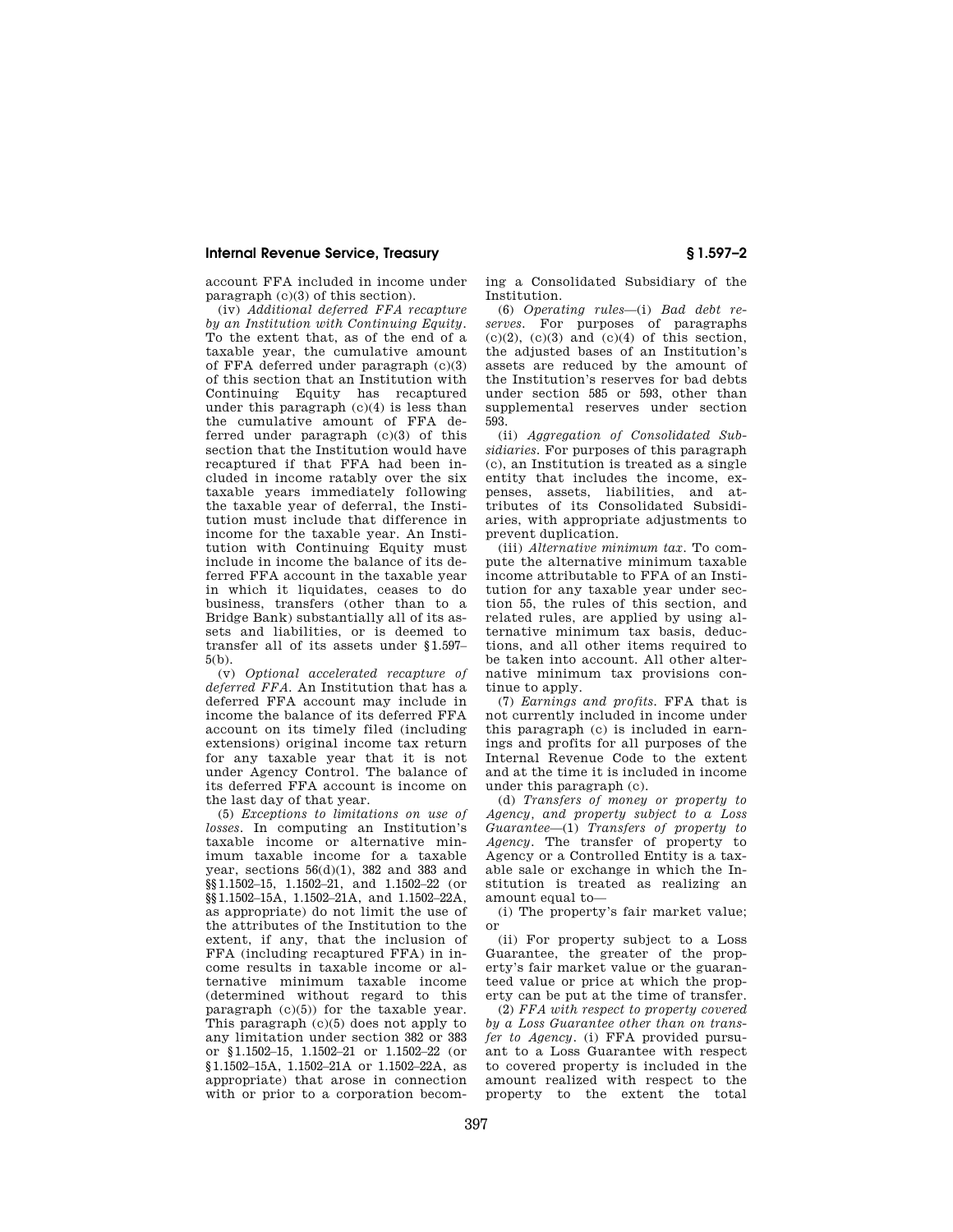account FFA included in income under paragraph (c)(3) of this section).

(iv) *Additional deferred FFA recapture by an Institution with Continuing Equity*. To the extent that, as of the end of a taxable year, the cumulative amount of FFA deferred under paragraph (c)(3) of this section that an Institution with Continuing Equity has recaptured under this paragraph (c)(4) is less than the cumulative amount of FFA deferred under paragraph (c)(3) of this section that the Institution would have recaptured if that FFA had been included in income ratably over the six taxable years immediately following the taxable year of deferral, the Institution must include that difference in income for the taxable year. An Institution with Continuing Equity must include in income the balance of its deferred FFA account in the taxable year in which it liquidates, ceases to do business, transfers (other than to a Bridge Bank) substantially all of its assets and liabilities, or is deemed to transfer all of its assets under §1.597–5(b).

(v) *Optional accelerated recapture of deferred FFA*. An Institution that has a deferred FFA account may include in income the balance of its deferred FFA account on its timely filed (including extensions) original income tax return for any taxable year that it is not under Agency Control. The balance of its deferred FFA account is income on the last day of that year.

(5) *Exceptions to limitations on use of losses*. In computing an Institution's taxable income or alternative minimum taxable income for a taxable year, sections 56(d)(1), 382 and 383 and §§1.1502–15, 1.1502–21, and 1.1502–22 (or §§1.1502–15A, 1.1502–21A, and 1.1502–22A, as appropriate) do not limit the use of the attributes of the Institution to the extent, if any, that the inclusion of FFA (including recaptured FFA) in income results in taxable income or alternative minimum taxable income (determined without regard to this paragraph (c)(5)) for the taxable year. This paragraph (c)(5) does not apply to any limitation under section 382 or 383 or §1.1502–15, 1.1502–21 or 1.1502–22 (or §1.1502–15A, 1.1502–21A or 1.1502–22A, as appropriate) that arose in connection with or prior to a corporation becoming a Consolidated Subsidiary of the Institution.

(6) *Operating rules*—(i) *Bad debt reserves*. For purposes of paragraphs (c)(2), (c)(3) and (c)(4) of this section, the adjusted bases of an Institution's assets are reduced by the amount of the Institution's reserves for bad debts under section 585 or 593, other than supplemental reserves under section 593.

(ii) *Aggregation of Consolidated Subsidiaries*. For purposes of this paragraph (c), an Institution is treated as a single entity that includes the income, expenses, assets, liabilities, and attributes of its Consolidated Subsidiaries, with appropriate adjustments to prevent duplication.

(iii) *Alternative minimum tax*. To compute the alternative minimum taxable income attributable to FFA of an Institution for any taxable year under section 55, the rules of this section, and related rules, are applied by using alternative minimum tax basis, deductions, and all other items required to be taken into account. All other alternative minimum tax provisions continue to apply.

(7) *Earnings and profits*. FFA that is not currently included in income under this paragraph (c) is included in earnings and profits for all purposes of the Internal Revenue Code to the extent and at the time it is included in income under this paragraph (c).

(d) *Transfers of money or property to Agency, and property subject to a Loss Guarantee*—(1) *Transfers of property to Agency*. The transfer of property to Agency or a Controlled Entity is a taxable sale or exchange in which the Institution is treated as realizing an amount equal to—

(i) The property's fair market value; or

(ii) For property subject to a Loss Guarantee, the greater of the property's fair market value or the guaranteed value or price at which the property can be put at the time of transfer.

(2) *FFA with respect to property covered by a Loss Guarantee other than on transfer to Agency*. (i) FFA provided pursuant to a Loss Guarantee with respect to covered property is included in the amount realized with respect to the property to the extent the total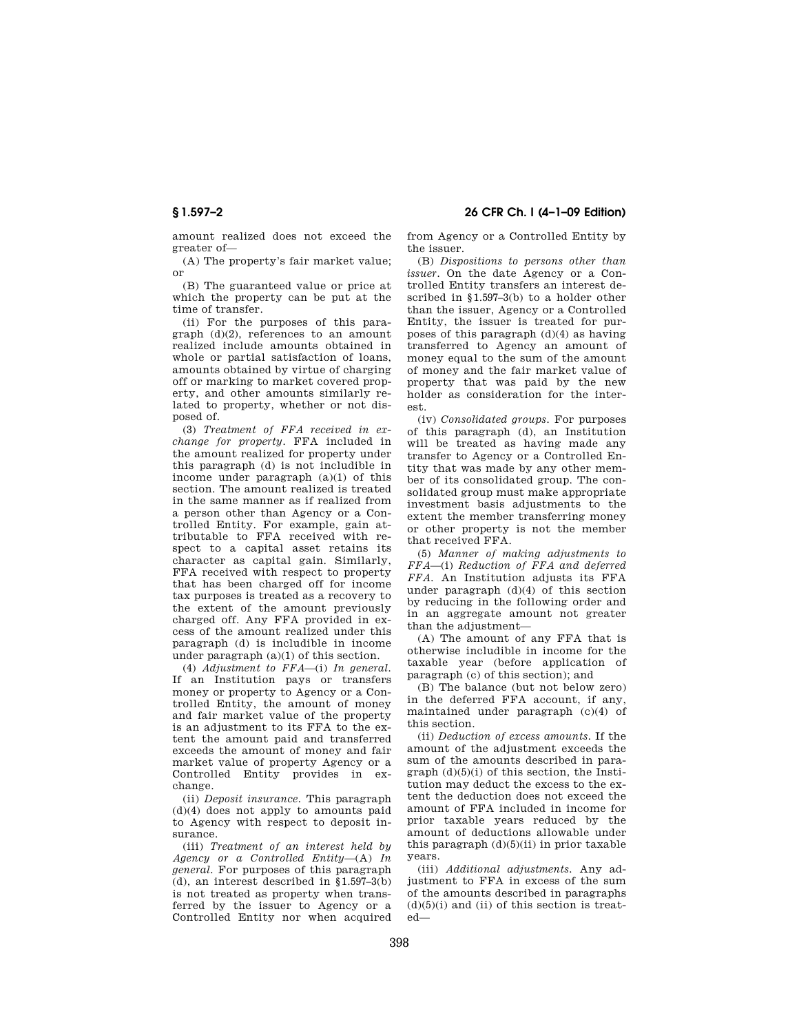amount realized does not exceed the greater of—

(A) The property's fair market value; or

(B) The guaranteed value or price at which the property can be put at the time of transfer.

(ii) For the purposes of this paragraph (d)(2), references to an amount realized include amounts obtained in whole or partial satisfaction of loans, amounts obtained by virtue of charging off or marking to market covered property, and other amounts similarly related to property, whether or not disposed of.

(3) *Treatment of FFA received in exchange for property.* FFA included in the amount realized for property under this paragraph (d) is not includible in income under paragraph (a)(1) of this section. The amount realized is treated in the same manner as if realized from a person other than Agency or a Controlled Entity. For example, gain attributable to FFA received with respect to a capital asset retains its character as capital gain. Similarly, FFA received with respect to property that has been charged off for income tax purposes is treated as a recovery to the extent of the amount previously charged off. Any FFA provided in excess of the amount realized under this paragraph (d) is includible in income under paragraph (a)(1) of this section.

(4) *Adjustment to FFA*—(i) *In general.* If an Institution pays or transfers money or property to Agency or a Controlled Entity, the amount of money and fair market value of the property is an adjustment to its FFA to the extent the amount paid and transferred exceeds the amount of money and fair market value of property Agency or a Controlled Entity provides in exchange.

(ii) *Deposit insurance.* This paragraph (d)(4) does not apply to amounts paid to Agency with respect to deposit insurance.

(iii) *Treatment of an interest held by Agency or a Controlled Entity*—(A) *In general.* For purposes of this paragraph (d), an interest described in §1.597–3(b) is not treated as property when transferred by the issuer to Agency or a Controlled Entity nor when acquired from Agency or a Controlled Entity by the issuer.

(B) *Dispositions to persons other than issuer.* On the date Agency or a Controlled Entity transfers an interest described in §1.597–3(b) to a holder other than the issuer, Agency or a Controlled Entity, the issuer is treated for purposes of this paragraph (d)(4) as having transferred to Agency an amount of money equal to the sum of the amount of money and the fair market value of property that was paid by the new holder as consideration for the interest.

(iv) *Consolidated groups.* For purposes of this paragraph (d), an Institution will be treated as having made any transfer to Agency or a Controlled Entity that was made by any other member of its consolidated group. The consolidated group must make appropriate investment basis adjustments to the extent the member transferring money or other property is not the member that received FFA.

(5) *Manner of making adjustments to FFA*—(i) *Reduction of FFA and deferred FFA.* An Institution adjusts its FFA under paragraph (d)(4) of this section by reducing in the following order and in an aggregate amount not greater than the adjustment—

(A) The amount of any FFA that is otherwise includible in income for the taxable year (before application of paragraph (c) of this section); and

(B) The balance (but not below zero) in the deferred FFA account, if any, maintained under paragraph (c)(4) of this section.

(ii) *Deduction of excess amounts.* If the amount of the adjustment exceeds the sum of the amounts described in paragraph (d)(5)(i) of this section, the Institution may deduct the excess to the extent the deduction does not exceed the amount of FFA included in income for prior taxable years reduced by the amount of deductions allowable under this paragraph (d)(5)(ii) in prior taxable years.

(iii) *Additional adjustments.* Any adjustment to FFA in excess of the sum of the amounts described in paragraphs (d)(5)(i) and (ii) of this section is treated—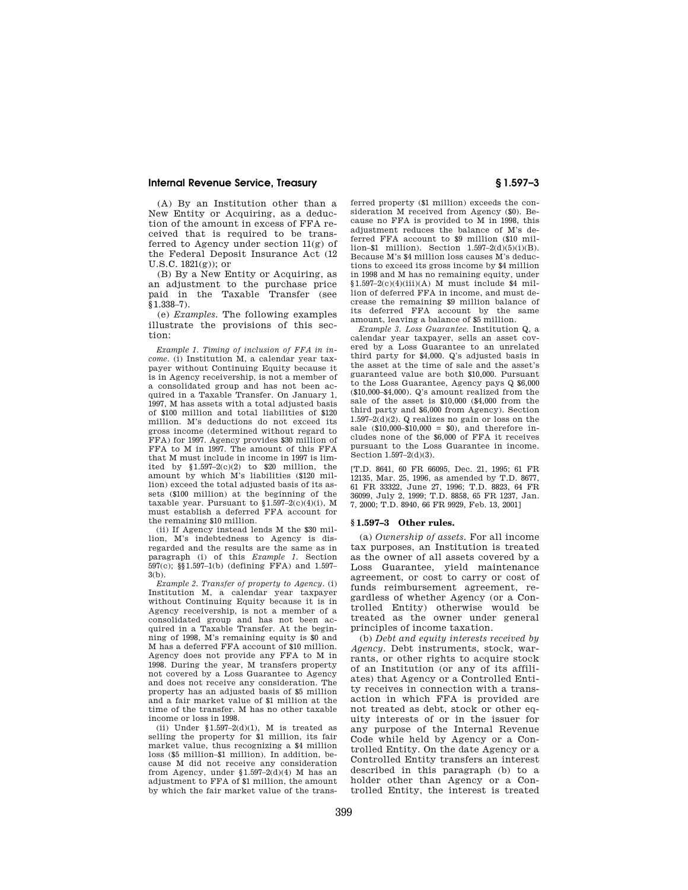(A) By an Institution other than a New Entity or Acquiring, as a deduction of the amount in excess of FFA received that is required to be transferred to Agency under section 11(g) of the Federal Deposit Insurance Act (12 U.S.C. 1821(g)); or

(B) By a New Entity or Acquiring, as an adjustment to the purchase price paid in the Taxable Transfer (see §1.338–7).

(e) *Examples.* The following examples illustrate the provisions of this section:

*Example 1. Timing of inclusion of FFA in income.* (i) Institution M, a calendar year taxpayer without Continuing Equity because it is in Agency receivership, is not a member of a consolidated group and has not been acquired in a Taxable Transfer. On January 1, 1997, M has assets with a total adjusted basis of $100 million and total liabilities of $120 million. M's deductions do not exceed its gross income (determined without regard to FFA) for 1997. Agency provides $30 million of FFA to M in 1997. The amount of this FFA that M must include in income in 1997 is limited by §1.597–2(c)(2) to $20 million, the amount by which M's liabilities ($120 million) exceed the total adjusted basis of its assets ($100 million) at the beginning of the taxable year. Pursuant to §1.597–2(c)(4)(i), M must establish a deferred FFA account for the remaining $10 million.

(ii) If Agency instead lends M the $30 million, M's indebtedness to Agency is disregarded and the results are the same as in paragraph (i) of this *Example 1.* Section 597(c); §§1.597–1(b) (defining FFA) and 1.597–3(b).

*Example 2. Transfer of property to Agency.* (i) Institution M, a calendar year taxpayer without Continuing Equity because it is in Agency receivership, is not a member of a consolidated group and has not been acquired in a Taxable Transfer. At the beginning of 1998, M's remaining equity is $0 and M has a deferred FFA account of $10 million. Agency does not provide any FFA to M in 1998. During the year, M transfers property not covered by a Loss Guarantee to Agency and does not receive any consideration. The property has an adjusted basis of $5 million and a fair market value of $1 million at the time of the transfer. M has no other taxable income or loss in 1998.

(ii) Under §1.597–2(d)(1), M is treated as selling the property for $1 million, its fair market value, thus recognizing a $4 million loss ($5 million–$1 million). In addition, because M did not receive any consideration from Agency, under §1.597–2(d)(4) M has an adjustment to FFA of $1 million, the amount by which the fair market value of the transferred property ($1 million) exceeds the consideration M received from Agency ($0). Because no FFA is provided to M in 1998, this adjustment reduces the balance of M's deferred FFA account to $9 million ($10 million–$1 million). Section 1.597–2(d)(5)(i)(B). Because M's $4 million loss causes M's deductions to exceed its gross income by $4 million in 1998 and M has no remaining equity, under §1.597–2(c)(4)(iii)(A) M must include $4 million of deferred FFA in income, and must decrease the remaining $9 million balance of its deferred FFA account by the same amount, leaving a balance of $5 million.

*Example 3. Loss Guarantee.* Institution Q, a calendar year taxpayer, sells an asset covered by a Loss Guarantee to an unrelated third party for $4,000. Q's adjusted basis in the asset at the time of sale and the asset's guaranteed value are both $10,000. Pursuant to the Loss Guarantee, Agency pays Q $6,000 ($10,000–$4,000). Q's amount realized from the sale of the asset is $10,000 ($4,000 from the third party and $6,000 from Agency). Section 1.597–2(d)(2). Q realizes no gain or loss on the sale ($10,000–$10,000 = $0), and therefore includes none of the $6,000 of FFA it receives pursuant to the Loss Guarantee in income. Section 1.597–2(d)(3).

[T.D. 8641, 60 FR 66095, Dec. 21, 1995; 61 FR 12135, Mar. 25, 1996, as amended by T.D. 8677, 61 FR 33322, June 27, 1996; T.D. 8823, 64 FR 36099, July 2, 1999; T.D. 8858, 65 FR 1237, Jan. 7, 2000; T.D. 8940, 66 FR 9929, Feb. 13, 2001]

## § 1.597–3 Other rules.

(a) *Ownership of assets.* For all income tax purposes, an Institution is treated as the owner of all assets covered by a Loss Guarantee, yield maintenance agreement, or cost to carry or cost of funds reimbursement agreement, regardless of whether Agency (or a Controlled Entity) otherwise would be treated as the owner under general principles of income taxation.

(b) *Debt and equity interests received by Agency.* Debt instruments, stock, warrants, or other rights to acquire stock of an Institution (or any of its affiliates) that Agency or a Controlled Entity receives in connection with a transaction in which FFA is provided are not treated as debt, stock or other equity interests of or in the issuer for any purpose of the Internal Revenue Code while held by Agency or a Controlled Entity. On the date Agency or a Controlled Entity transfers an interest described in this paragraph (b) to a holder other than Agency or a Controlled Entity, the interest is treated